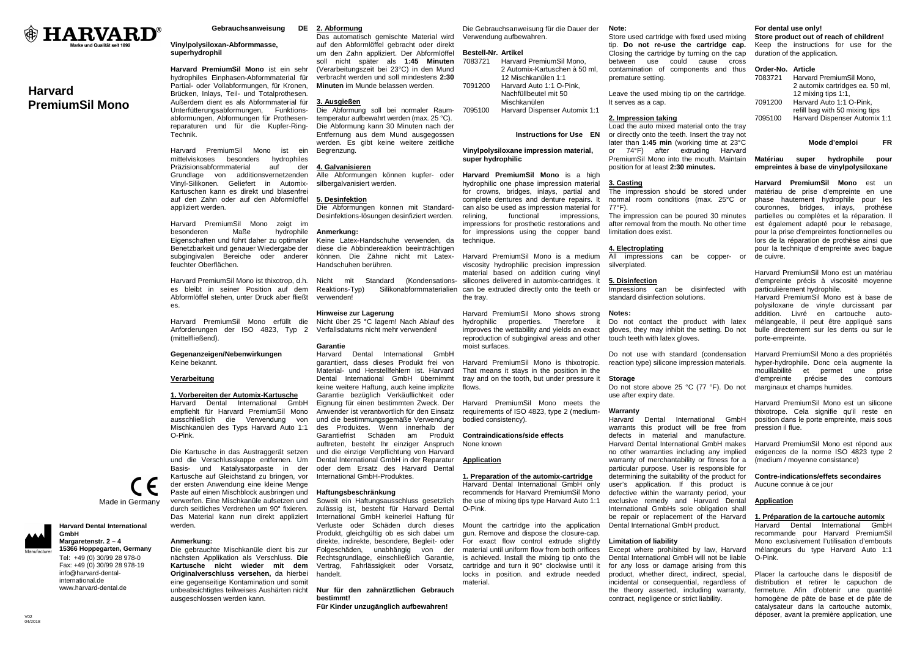# HARVARD®

Marke und Qualität seit 1892

# Harvard PremiumSil Mono

Made in Germany

**Harvard Dental International GmbH**
**Margaretenstr. 2 – 4**
**15366 Hoppegarten, Germany**
Tel: +49 (0) 30/99 28 978-0
Fax: +49 (0) 30/99 28 978-19
info@harvard-dental-international.de
www.harvard-dental.de

Manufacturer

V02
04/2018

## Gebrauchsanweisung DE

**Vinylpolysiloxan-Abformmasse, superhydrophil**

**Harvard PremiumSil Mono** ist ein sehr hydrophiles Einphasen-Abformmaterial für Partial- oder Vollabformungen, für Kronen, Brücken, Inlays, Teil- und Totalprothesen. Außerdem dient es als Abformmaterial für Unterfütterungsabformungen, Funktionsabformungen, Abformungen für Prothesenreparaturen und für die Kupfer-Ring-Technik.

Harvard PremiumSil Mono ist ein mittelviskoses besonders hydrophiles Präzisionsabformmaterial auf der Grundlage von additionsvernetzenden Vinyl-Silikonen. Geliefert in Automix-Kartuschen kann es direkt und blasenfrei auf den Zahn oder auf den Abformlöffel appliziert werden.

Harvard PremiumSil Mono zeigt im besonderen Maße hydrophile Eigenschaften und führt daher zu optimaler Benetzbarkeit und genauer Wiedergabe der subgingivalen Bereiche oder anderer feuchter Oberflächen.

Harvard PremiumSil Mono ist thixotrop, d.h. es bleibt in seiner Position auf dem Abformlöffel stehen, unter Druck aber fließt es.

Harvard PremiumSil Mono erfüllt die Anforderungen der ISO 4823, Typ 2 (mittelfließend).

**Gegenanzeigen/Nebenwirkungen**
Keine bekannt.

**Verarbeitung**

**1. Vorbereiten der Automix-Kartusche**
Harvard Dental International GmbH empfiehlt für Harvard PremiumSil Mono ausschließlich die Verwendung von Mischkanülen des Typs Harvard Auto 1:1 O-Pink.

Die Kartusche in das Austraggerät setzen und die Verschlusskappe entfernen. Um Basis- und Katalysatorpaste in der Kartusche auf Gleichstand zu bringen, vor der ersten Anwendung eine kleine Menge Paste auf einen Mischblock ausbringen und verwerfen. Eine Mischkanüle aufsetzen und durch seitliches Verdrehen um 90° fixieren. Das Material kann nun direkt appliziert werden.

**Anmerkung:**
Die gebrauchte Mischkanüle dient bis zur nächsten Applikation als Verschluss. **Die Kartusche nicht wieder mit dem Originalverschluss versehen,** da hierbei eine gegenseitige Kontamination und somit unbeabsichtigtes teilweises Aushärten nicht ausgeschlossen werden kann.

**2. Abformung**
Das automatisch gemischte Material wird auf den Abformlöffel gebracht oder direkt um den Zahn appliziert. Der Abformlöffel soll nicht später als **1:45 Minuten** (Verarbeitungszeit bei 23°C) in den Mund verbracht werden und soll mindestens **2:30 Minuten** im Munde belassen werden.

**3. Ausgießen**
Die Abformung soll bei normaler Raumtemperatur aufbewahrt werden (max. 25 °C). Die Abformung kann 30 Minuten nach der Entfernung aus dem Mund ausgegossen werden. Es gibt keine weitere zeitliche Begrenzung.

**4. Galvanisieren**
Alle Abformungen können kupfer- oder silbergalvanisiert werden.

**5. Desinfektion**
Die Abformungen können mit Standard-Desinfektions-lösungen desinfiziert werden.

**Anmerkung:**
Keine Latex-Handschuhe verwenden, da diese die Abbindereaktion beeinträchtigen können. Die Zähne nicht mit Latex-Handschuhen berühren.

Nicht mit Standard (Kondensations-Reaktions-Typ) Silikonabformmaterialien verwenden!

**Hinweise zur Lagerung**
Nicht über 25 °C lagern! Nach Ablauf des Verfallsdatums nicht mehr verwenden!

**Garantie**
Harvard Dental International GmbH garantiert, dass dieses Produkt frei von Material- und Herstellfehlern ist. Harvard Dental International GmbH übernimmt keine weitere Haftung, auch keine implizite Garantie bezüglich Verkäuflichkeit oder Eignung für einen bestimmten Zweck. Der Anwender ist verantwortlich für den Einsatz und die bestimmungsgemäße Verwendung des Produktes. Wenn innerhalb der Garantiefrist Schäden am Produkt auftreten, besteht Ihr einziger Anspruch und die einzige Verpflichtung von Harvard Dental International GmbH in der Reparatur oder dem Ersatz des Harvard Dental International GmbH-Produktes.

**Haftungsbeschränkung**
Soweit ein Haftungsausschluss gesetzlich zulässig ist, besteht für Harvard Dental International GmbH keinerlei Haftung für Verluste oder Schäden durch dieses Produkt, gleichgültig ob es sich dabei um direkte, indirekte, besondere, Begleit- oder Folgeschäden, unabhängig von der Rechtsgrundlage, einschließlich Garantie, Vertrag, Fahrlässigkeit oder Vorsatz, handelt.

**Nur für den zahnärztlichen Gebrauch bestimmt!**
**Für Kinder unzugänglich aufbewahren!**

Die Gebrauchsanweisung für die Dauer der Verwendung aufbewahren.

| Bestell-Nr. | Artikel |
|---|---|
| 7083721 | Harvard PremiumSil Mono, 2 Automix-Kartuschen à 50 ml, 12 Mischkanülen 1:1 |
| 7091200 | Harvard Auto 1:1 O-Pink, Nachfüllbeutel mit 50 Mischkanülen |
| 7095100 | Harvard Dispenser Automix 1:1 |

## Instructions for Use EN

**Vinylpolysiloxane impression material, super hydrophilic**

**Harvard PremiumSil Mono** is a high hydrophilic one phase impression material for crowns, bridges, inlays, partial and complete dentures and denture repairs. It can also be used as impression material for relining, functional impressions, impressions for prosthetic restorations and for impressions using the copper band technique.

Harvard PremiumSil Mono is a medium viscosity hydrophilic precision impression material based on addition curing vinyl silicones delivered in automix-cartridges. It can be extruded directly onto the teeth or the tray.

Harvard PremiumSil Mono shows strong hydrophilic properties. Therefore it improves the wettability and yields an exact reproduction of subgingival areas and other moist surfaces.

Harvard PremiumSil Mono is thixotropic. That means it stays in the position in the tray and on the tooth, but under pressure it flows.

Harvard PremiumSil Mono meets the requirements of ISO 4823, type 2 (medium-bodied consistency).

**Contraindications/side effects**
None known

**Application**

**1. Preparation of the automix-cartridge**
Harvard Dental International GmbH only recommends for Harvard PremiumSil Mono the use of mixing tips type Harvard Auto 1:1 O-Pink.

Mount the cartridge into the application gun. Remove and dispose the closure-cap. For exact flow control extrude slightly material until uniform flow from both orifices is achieved. Install the mixing tip onto the cartridge and turn it 90° clockwise until it locks in position. and extrude needed material.

**Note:**
Store used cartridge with fixed used mixing tip. **Do not re-use the cartridge cap.** Closing the cartridge by turning on the cap between use could cause cross contamination of components and thus premature setting.

Leave the used mixing tip on the cartridge. It serves as a cap.

**2. Impression taking**
Load the auto mixed material onto the tray or directly onto the teeth. Insert the tray not later than **1:45 min** (working time at 23°C or 74°F) after extruding Harvard PremiumSil Mono into the mouth. Maintain position for at least **2:30 minutes.**

**3. Casting**
The impression should be stored under normal room conditions (max. 25°C or 77°F).
The impression can be poured 30 minutes after removal from the mouth. No other time limitation does exist.

**4. Electroplating**
All impressions can be copper- or silverplated.

**5. Disinfection**
Impressions can be disinfected with standard disinfection solutions.

**Notes:**
Do not contact the product with latex gloves, they may inhibit the setting. Do not touch teeth with latex gloves.

Do not use with standard (condensation reaction type) silicone impression materials.

**Storage**
Do not store above 25 °C (77 °F). Do not use after expiry date.

**Warranty**
Harvard Dental International GmbH warrants this product will be free from defects in material and manufacture. Harvard Dental International GmbH makes no other warranties including any implied warranty of merchantability or fitness for a particular purpose. User is responsible for determining the suitability of the product for user's application. If this product is defective within the warranty period, your exclusive remedy and Harvard Dental International GmbHs sole obligation shall be repair or replacement of the Harvard Dental International GmbH product.

**Limitation of liability**
Except where prohibited by law, Harvard Dental International GmbH will not be liable for any loss or damage arising from this product, whether direct, indirect, special, incidental or consequential, regardless of the theory asserted, including warranty, contract, negligence or strict liability.

**For dental use only!**
**Store product out of reach of children!**
Keep the instructions for use for the duration of the application.

| Order-No. | Article |
|---|---|
| 7083721 | Harvard PremiumSil Mono, 2 automix cartridges ea. 50 ml, 12 mixing tips 1:1, |
| 7091200 | Harvard Auto 1:1 O-Pink, refill bag with 50 mixing tips |
| 7095100 | Harvard Dispenser Automix 1:1 |

## Mode d'emploi FR

**Matériau super hydrophile pour empreintes à base de vinylpolysiloxane**

**Harvard PremiumSil Mono** est un matériau de prise d'empreinte en une phase hautement hydrophile pour les couronnes, bridges, inlays, prothèse partielles ou complètes et la réparation. Il est également adapté pour le rebasage, pour la prise d'empreintes fonctionnelles ou lors de la réparation de prothèse ainsi que pour la technique d'empreinte avec bague de cuivre.

Harvard PremiumSil Mono est un matériau d'empreinte précis à viscosité moyenne particulièrement hydrophile.
Harvard PremiumSil Mono est à base de polysiloxane de vinyle durcissant par addition. Livré en cartouche auto-mélangeable, il peut être appliqué sans bulle directement sur les dents ou sur le porte-empreinte.

Harvard PremiumSil Mono a des propriétés hyper-hydrophile. Donc cela augmente la mouillabilité et permet une prise d'empreinte précise des contours marginaux et champs humides.

Harvard PremiumSil Mono est un silicone thixotrope. Cela signifie qu'il reste en position dans le porte empreinte, mais sous pression il flue.

Harvard PremiumSil Mono est répond aux exigences de la norme ISO 4823 type 2 (medium / moyenne consistance)

**Contre-indications/effets secondaires**
Aucune connue à ce jour

**Application**

**1. Préparation de la cartouche automix**
Harvard Dental International GmbH recommande pour Harvard PremiumSil Mono exclusivement l'utilisation d'embouts mélangeurs du type Harvard Auto 1:1 O-Pink.

Placer la cartouche dans le dispositif de distribution et retirer le capuchon de fermeture. Afin d'obtenir une quantité homogène de pâte de base et de pâte de catalysateur dans la cartouche automix, déposer, avant la première application, une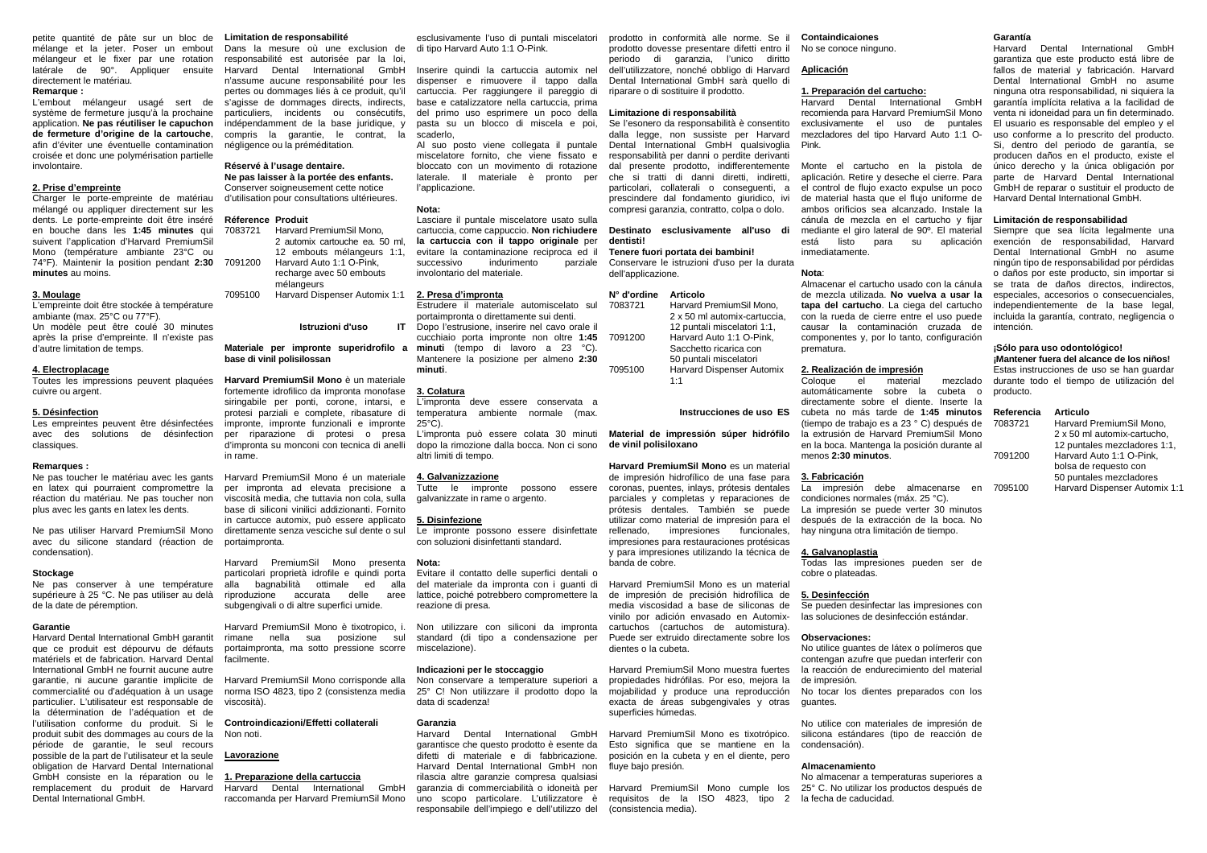petite quantité de pâte sur un bloc de mélange et la jeter. Poser un embout mélangeur et le fixer par une rotation latérale de 90°. Appliquer ensuite directement le matériau.

**Remarque :**

L'embout mélangeur usagé sert de système de fermeture jusqu'à la prochaine application. **Ne pas réutiliser le capuchon de fermeture d'origine de la cartouche**, afin d'éviter une éventuelle contamination croisée et donc une polymérisation partielle involontaire.

**2. Prise d'empreinte**

Charger le porte-empreinte de matériau mélangé ou appliquer directement sur les dents. Le porte-empreinte doit être inséré en bouche dans les **1:45 minutes** qui suivent l'application d'Harvard PremiumSil Mono (température ambiante 23°C ou 74°F). Maintenir la position pendant **2:30 minutes** au moins.

**3. Moulage**

L'empreinte doit être stockée à température ambiante (max. 25°C ou 77°F).

Un modèle peut être coulé 30 minutes après la prise d'empreinte. Il n'existe pas d'autre limitation de temps.

**4. Electroplacage**

Toutes les impressions peuvent être plaquées cuivre ou argent.

**5. Désinfection**

Les empreintes peuvent être désinfectées avec des solutions de désinfection classiques.

**Remarques :**

Ne pas toucher le matériau avec les gants en latex qui pourraient compromettre la réaction du matériau. Ne pas toucher non plus avec les gants en latex des dents.

Ne pas utiliser Harvard PremiumSil Mono avec du silicone standard (réaction de condensation).

**Stockage**

Ne pas conserver à une température supérieure à 25 °C. Ne pas utiliser au delà de la date de péremption.

**Garantie**

Harvard Dental International GmbH garantit que ce produit est dépourvu de défauts matériels et de fabrication. Harvard Dental International GmbH ne fournit aucune autre garantie, ni aucune garantie implicite de commercialité ou d'adéquation à un usage particulier. L'utilisateur est responsable de la détermination de l'adéquation et de l'utilisation conforme du produit. Si le produit subit des dommages au cours de la période de garantie, le seul recours possible de la part de l'utilisateur et la seule obligation de Harvard Dental International GmbH consiste en la réparation ou le remplacement du produit de Harvard Dental International GmbH.

**Limitation de responsabilité**

Dans la mesure où une exclusion de responsabilité est autorisée par la loi, Harvard Dental International GmbH n'assume aucune responsabilité pour les pertes ou dommages liés à ce produit, qu'il s'agisse de dommages directs, indirects, particuliers, incidents ou consécutifs, indépendamment de la base juridique, y compris la garantie, le contrat, la négligence ou la préméditation.

**Réservé à l'usage dentaire.**

**Ne pas laisser à la portée des enfants.**

Conserver soigneusement cette notice d'utilisation pour consultations ultérieures.

| Référence | Produit |
|---|---|
| 7083721 | Harvard PremiumSil Mono, 2 automix cartouche ea. 50 ml, 12 embouts mélangeurs 1:1, |
| 7091200 | Harvard Auto 1:1 O-Pink, recharge avec 50 embouts mélangeurs |
| 7095100 | Harvard Dispenser Automix 1:1 |

## Istruzioni d'uso IT

**Materiale per impronte superidrofilo a base di vinil polisilossan**

**Harvard PremiumSil Mono** è un materiale fortemente idrofilico da impronta monofase siringabile per ponti, corone, intarsi, e protesi parziali e complete, ribasature di impronte, impronte funzionali e impronte per riparazione di protesi o presa d'impronta su monconi con tecnica di anelli in rame.

Harvard PremiumSil Mono é un materiale per impronta ad elevata precisione a viscosità media, che tuttavia non cola, sulla base di siliconi vinilici addizionanti. Fornito in cartucce automix, può essere applicato direttamente senza vesciche sul dente o sul portaimpronta.

Harvard PremiumSil Mono presenta particolari proprietà idrofile e quindi porta alla bagnabilità ottimale ed alla riproduzione accurata delle aree subgengivali o di altre superfici umide.

Harvard PremiumSil Mono è tixotropico, i. rimane nella sua posizione sul portaimpronta, ma sotto pressione scorre facilmente.

Harvard PremiumSil Mono corrisponde alla norma ISO 4823, tipo 2 (consistenza media viscosità).

**Controindicazioni/Effetti collaterali**

Non noti.

**Lavorazione**

**1. Preparazione della cartuccia**

Harvard Dental International GmbH raccomanda per Harvard PremiumSil Mono esclusivamente l'uso di puntali miscelatori di tipo Harvard Auto 1:1 O-Pink.

Inserire quindi la cartuccia automix nel dispenser e rimuovere il tappo dalla cartuccia. Per raggiungere il pareggio di base e catalizzatore nella cartuccia, prima del primo uso esprimere un poco della pasta su un blocco di miscela e poi, scaderlo.

Al suo posto viene collegata il puntale miscelatore fornito, che viene fissato e bloccato con un movimento di rotazione laterale. Il materiale è pronto per l'applicazione.

**Nota:**

Lasciare il puntale miscelatore usato sulla cartuccia, come cappuccio. **Non richiudere la cartuccia con il tappo originale** per evitare la contaminazione reciproca ed il successivo indurimento parziale involontario del materiale.

**2. Presa d'impronta**

Estrudere il materiale automiscelato sul portaimpronta o direttamente sui denti.

Dopo l'estrusione, inserire nel cavo orale il cucchiaio porta impronte non oltre **1:45 minuti** (tempo di lavoro a 23 °C). Mantenere la posizione per almeno **2:30 minuti**.

**3. Colatura**

L'impronta deve essere conservata a temperatura ambiente normale (max. 25°C).

L'impronta può essere colata 30 minuti dopo la rimozione dalla bocca. Non ci sono altri limiti di tempo.

**4. Galvanizzazione**

Tutte le impronte possono essere galvanizzate in rame o argento.

**5. Disinfezione**

Le impronte possono essere disinfettate con soluzioni disinfettanti standard.

**Nota:**

Evitare il contatto delle superfici dentali o del materiale da impronta con i guanti di lattice, poiché potrebbero compromettere la reazione di presa.

Non utilizzare con siliconi da impronta standard (di tipo a condensazione per miscelazione).

**Indicazioni per le stoccaggio**

Non conservare a temperature superiori a 25° C! Non utilizzare il prodotto dopo la data di scadenza!

**Garanzia**

Harvard Dental International GmbH garantisce che questo prodotto è esente da difetti di materiale e di fabbricazione. Harvard Dental International GmbH non rilascia altre garanzie compresa qualsiasi garanzia di commerciabilità o idoneità per uno scopo particolare. L'utilizzatore è responsabile dell'impiego e dell'utilizzo del prodotto in conformità alle norme. Se il prodotto dovesse presentare difetti entro il periodo di garanzia, l'unico diritto dell'utilizzatore, nonché obbligo di Harvard Dental International GmbH sarà quello di riparare o di sostituire il prodotto.

**Limitazione di responsabilità**

Se l'esonero da responsabilità è consentito dalla legge, non sussiste per Harvard Dental International GmbH qualsivoglia responsabilità per danni o perdite derivanti dal presente prodotto, indifferentemente che si tratti di danni diretti, indiretti, particolari, collaterali o conseguenti, a prescindere dal fondamento giuridico, ivi compresi garanzia, contratto, colpa o dolo.

**Destinato esclusivamente all'uso di dentisti!**

**Tenere fuori portata dei bambini!**

Conservare le istruzioni d'uso per la durata dell'applicazione.

| N° d'ordine | Articolo |
|---|---|
| 7083721 | Harvard PremiumSil Mono, 2 x 50 ml automix-cartuccia, 12 puntali miscelatori 1:1, |
| 7091200 | Harvard Auto 1:1 O-Pink, Sacchetto ricarica con 50 puntali miscelatori |
| 7095100 | Harvard Dispenser Automix 1:1 |

## Instrucciones de uso ES

**Material de impresión súper hidrófilo de vinil polisiloxano**

**Harvard PremiumSil Mono** es un material de impresión hidrofílico de una fase para coronas, puentes, inlays, prótesis dentales parciales y completas y reparaciones de prótesis dentales. También se puede utilizar como material de impresión para el rellenado, impresiones funcionales, impresiones para restauraciones protésicas y para impresiones utilizando la técnica de banda de cobre.

Harvard PremiumSil Mono es un material de impresión de precisión hidrofílica de media viscosidad a base de siliconas de vinilo por adición envasado en Automix-cartuchos (cartuchos de automistura). Puede ser extruido directamente sobre los dientes o la cubeta.

Harvard PremiumSil Mono muestra fuertes propiedades hidrófilas. Por eso, mejora la mojabilidad y produce una reproducción exacta de áreas subgengivales y otras superficies húmedas.

Harvard PremiumSil Mono es tixotrópico. Esto significa que se mantiene en la posición en la cubeta y en el diente, pero fluye bajo presión.

Harvard PremiumSil Mono cumple los requisitos de la ISO 4823, tipo 2 (consistencia media).

**Containdicaiones**

No se conoce ninguno.

**Aplicación**

**1. Preparación del cartucho:**

Harvard Dental International GmbH recomienda para Harvard PremiumSil Mono exclusivamente el uso de puntales mezcladores del tipo Harvard Auto 1:1 O-Pink.

Monte el cartucho en la pistola de aplicación. Retire y deseche el cierre. Para el control de flujo exacto expulse un poco de material hasta que el flujo uniforme de ambos orificios sea alcanzado. Instale la cánula de mezcla en el cartucho y fijar mediante el giro lateral de 90º. El material está listo para su aplicación inmediatamente.

**Nota**:

Almacenar el cartucho usado con la cánula de mezcla utilizada. **No vuelva a usar la tapa del cartucho**. La ciega del cartucho con la rueda de cierre entre el uso puede causar la contaminación cruzada de componentes y, por lo tanto, configuración prematura.

**2. Realización de impresión**

Coloque el material mezclado automáticamente sobre la cubeta o directamente sobre el diente. Inserte la cubeta no más tarde de **1:45 minutos** (tiempo de trabajo es a 23 ° C) después de la extrusión de Harvard PremiumSil Mono en la boca. Mantenga la posición durante al menos **2:30 minutos**.

**3. Fabricación**

La impresión debe almacenarse en condiciones normales (máx. 25 °C).

La impresión se puede verter 30 minutos después de la extracción de la boca. No hay ninguna otra limitación de tiempo.

**4. Galvanoplastia**

Todas las impresiones pueden ser de cobre o plateadas.

**5. Desinfección**

Se pueden desinfectar las impresiones con las soluciones de desinfección estándar.

**Observaciones:**

No utilice guantes de látex o polímeros que contengan azufre que puedan interferir con la reacción de endurecimiento del material de impresión.

No tocar los dientes preparados con los guantes.

No utilice con materiales de impresión de silicona estándares (tipo de reacción de condensación).

**Almacenamiento**

No almacenar a temperaturas superiores a 25° C. No utilizar los productos después de la fecha de caducidad.

**Garantía**

Harvard Dental International GmbH garantiza que este producto está libre de fallos de material y fabricación. Harvard Dental International GmbH no asume ninguna otra responsabilidad, ni siquiera la garantía implícita relativa a la facilidad de venta ni idoneidad para un fin determinado. El usuario es responsable del empleo y el uso conforme a lo prescrito del producto. Si, dentro del periodo de garantía, se producen daños en el producto, existe el único derecho y la única obligación por parte de Harvard Dental International GmbH de reparar o sustituir el producto de Harvard Dental International GmbH.

**Limitación de responsabilidad**

Siempre que sea lícita legalmente una exención de responsabilidad, Harvard Dental International GmbH no asume ningún tipo de responsabilidad por pérdidas o daños por este producto, sin importar si se trata de daños directos, indirectos, especiales, accesorios o consecuenciales, independientemente de la base legal, incluida la garantía, contrato, negligencia o intención.

**¡Sólo para uso odontológico!**

**¡Mantener fuera del alcance de los niños!**

Estas instrucciones de uso se han guardar durante todo el tiempo de utilización del producto.

| Referencia | Articulo |
|---|---|
| 7083721 | Harvard PremiumSil Mono, 2 x 50 ml automix-cartucho, 12 puntales mezcladores 1:1, |
| 7091200 | Harvard Auto 1:1 O-Pink, bolsa de requesto con 50 puntales mezcladores |
| 7095100 | Harvard Dispenser Automix 1:1 |